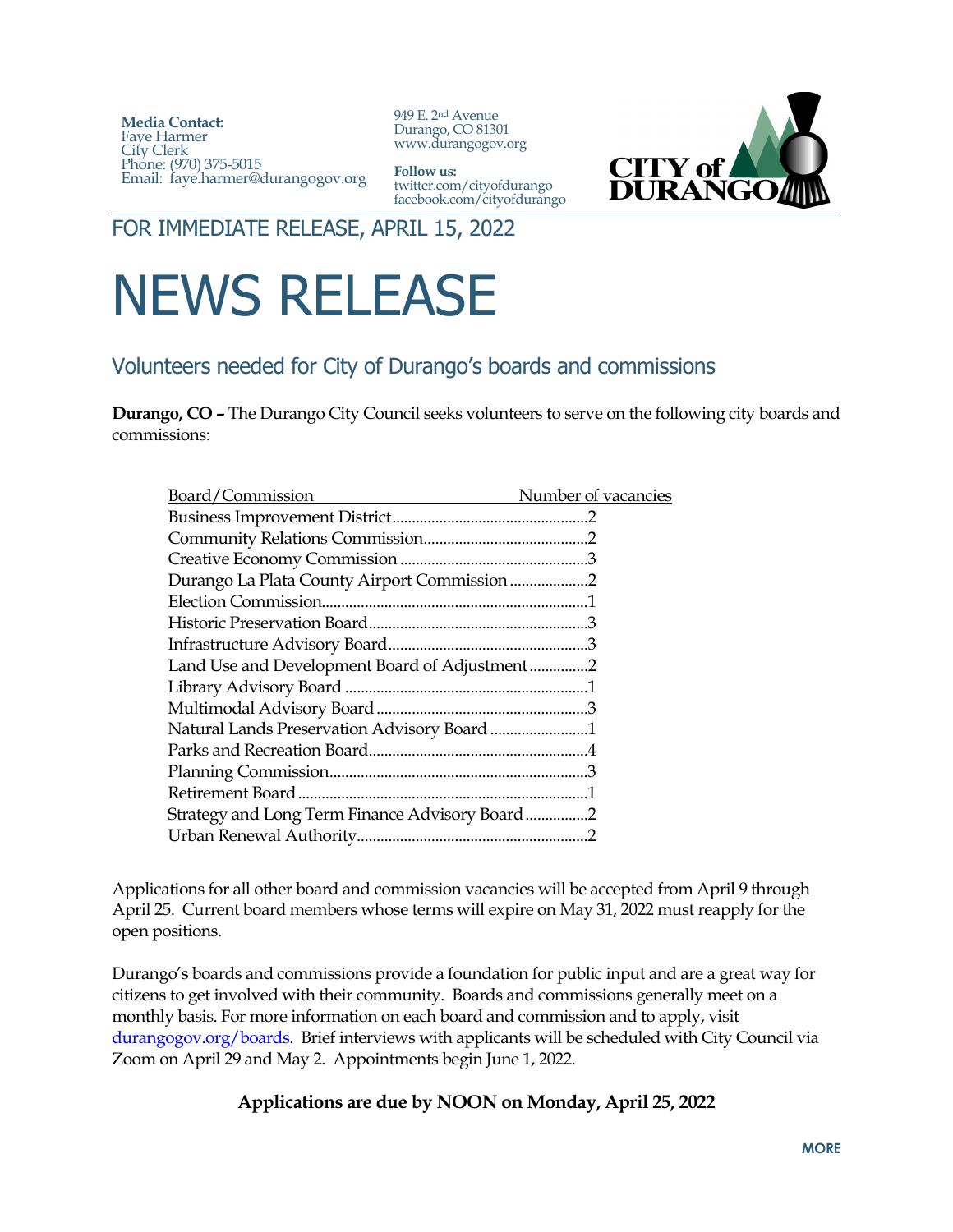**Media Contact:**
Faye Harmer
City Clerk
Phone: (970) 375-5015
Email: faye.harmer@durangogov.org

949 E. 2nd Avenue
Durango, CO 81301
www.durangogov.org

**Follow us:**
twitter.com/cityofdurango
facebook.com/cityofdurango

CITY of DURANGO

FOR IMMEDIATE RELEASE, APRIL 15, 2022

# NEWS RELEASE

## Volunteers needed for City of Durango's boards and commissions

**Durango, CO –** The Durango City Council seeks volunteers to serve on the following city boards and commissions:

| Board/Commission | Number of vacancies |
|---|---|
| Business Improvement District | 2 |
| Community Relations Commission | 2 |
| Creative Economy Commission | 3 |
| Durango La Plata County Airport Commission | 2 |
| Election Commission | 1 |
| Historic Preservation Board | 3 |
| Infrastructure Advisory Board | 3 |
| Land Use and Development Board of Adjustment | 2 |
| Library Advisory Board | 1 |
| Multimodal Advisory Board | 3 |
| Natural Lands Preservation Advisory Board | 1 |
| Parks and Recreation Board | 4 |
| Planning Commission | 3 |
| Retirement Board | 1 |
| Strategy and Long Term Finance Advisory Board | 2 |
| Urban Renewal Authority | 2 |

Applications for all other board and commission vacancies will be accepted from April 9 through April 25. Current board members whose terms will expire on May 31, 2022 must reapply for the open positions.

Durango's boards and commissions provide a foundation for public input and are a great way for citizens to get involved with their community. Boards and commissions generally meet on a monthly basis. For more information on each board and commission and to apply, visit durangogov.org/boards. Brief interviews with applicants will be scheduled with City Council via Zoom on April 29 and May 2. Appointments begin June 1, 2022.

**Applications are due by NOON on Monday, April 25, 2022**

MORE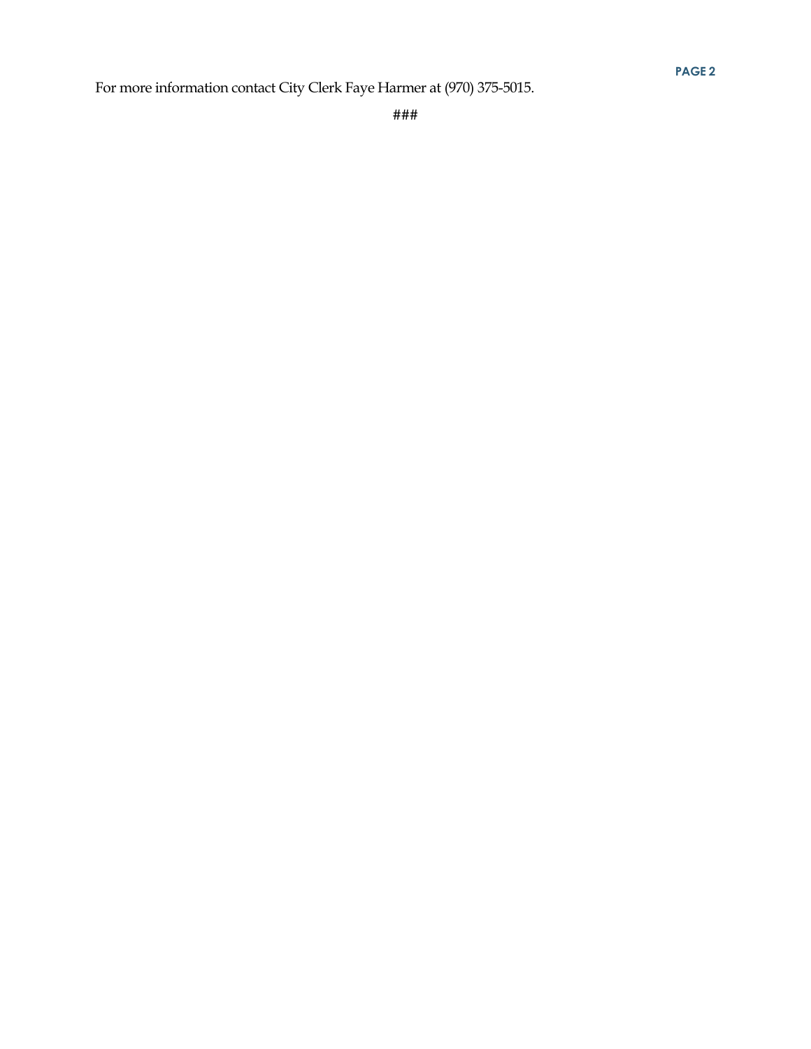For more information contact City Clerk Faye Harmer at (970) 375-5015.

###